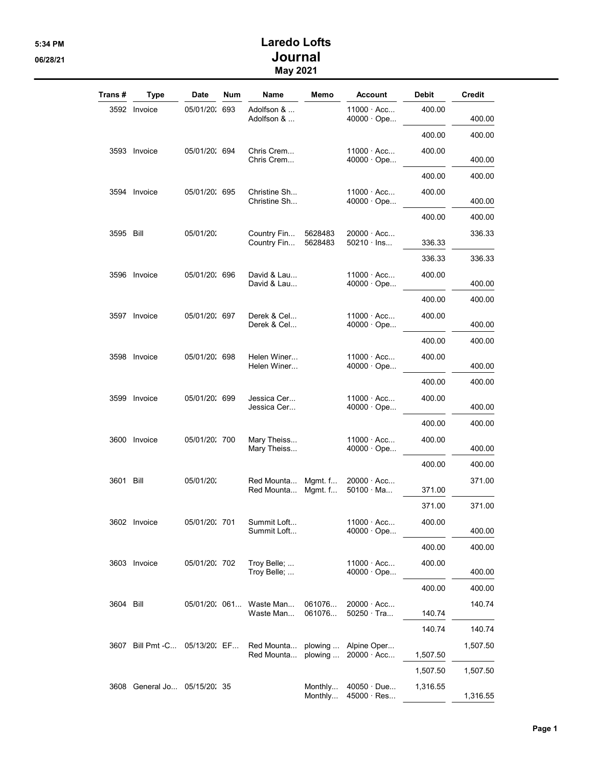# Laredo Lofts
## Journal
### May 2021

| Trans # | Type | Date | Num | Name | Memo | Account | Debit | Credit |
|---|---|---|---|---|---|---|---|---|
| 3592 | Invoice | 05/01/202 | 693 | Adolfson & ... | | 11000 · Acc... | 400.00 | |
| | | | | Adolfson & ... | | 40000 · Ope... | | 400.00 |
| | | | | | | | 400.00 | 400.00 |
| 3593 | Invoice | 05/01/202 | 694 | Chris Crem... | | 11000 · Acc... | 400.00 | |
| | | | | Chris Crem... | | 40000 · Ope... | | 400.00 |
| | | | | | | | 400.00 | 400.00 |
| 3594 | Invoice | 05/01/202 | 695 | Christine Sh... | | 11000 · Acc... | 400.00 | |
| | | | | Christine Sh... | | 40000 · Ope... | | 400.00 |
| | | | | | | | 400.00 | 400.00 |
| 3595 | Bill | 05/01/202 | | Country Fin... | 5628483 | 20000 · Acc... | | 336.33 |
| | | | | Country Fin... | 5628483 | 50210 · Ins... | 336.33 | |
| | | | | | | | 336.33 | 336.33 |
| 3596 | Invoice | 05/01/202 | 696 | David & Lau... | | 11000 · Acc... | 400.00 | |
| | | | | David & Lau... | | 40000 · Ope... | | 400.00 |
| | | | | | | | 400.00 | 400.00 |
| 3597 | Invoice | 05/01/202 | 697 | Derek & Cel... | | 11000 · Acc... | 400.00 | |
| | | | | Derek & Cel... | | 40000 · Ope... | | 400.00 |
| | | | | | | | 400.00 | 400.00 |
| 3598 | Invoice | 05/01/202 | 698 | Helen Winer... | | 11000 · Acc... | 400.00 | |
| | | | | Helen Winer... | | 40000 · Ope... | | 400.00 |
| | | | | | | | 400.00 | 400.00 |
| 3599 | Invoice | 05/01/202 | 699 | Jessica Cer... | | 11000 · Acc... | 400.00 | |
| | | | | Jessica Cer... | | 40000 · Ope... | | 400.00 |
| | | | | | | | 400.00 | 400.00 |
| 3600 | Invoice | 05/01/202 | 700 | Mary Theiss... | | 11000 · Acc... | 400.00 | |
| | | | | Mary Theiss... | | 40000 · Ope... | | 400.00 |
| | | | | | | | 400.00 | 400.00 |
| 3601 | Bill | 05/01/202 | | Red Mounta... | Mgmt. f... | 20000 · Acc... | | 371.00 |
| | | | | Red Mounta... | Mgmt. f... | 50100 · Ma... | 371.00 | |
| | | | | | | | 371.00 | 371.00 |
| 3602 | Invoice | 05/01/202 | 701 | Summit Loft... | | 11000 · Acc... | 400.00 | |
| | | | | Summit Loft... | | 40000 · Ope... | | 400.00 |
| | | | | | | | 400.00 | 400.00 |
| 3603 | Invoice | 05/01/202 | 702 | Troy Belle; ... | | 11000 · Acc... | 400.00 | |
| | | | | Troy Belle; ... | | 40000 · Ope... | | 400.00 |
| | | | | | | | 400.00 | 400.00 |
| 3604 | Bill | 05/01/202 | 061... | Waste Man... | 061076... | 20000 · Acc... | | 140.74 |
| | | | | Waste Man... | 061076... | 50250 · Tra... | 140.74 | |
| | | | | | | | 140.74 | 140.74 |
| 3607 | Bill Pmt -C... | 05/13/202 | EF... | Red Mounta... | plowing ... | Alpine Oper... | | 1,507.50 |
| | | | | Red Mounta... | plowing ... | 20000 · Acc... | 1,507.50 | |
| | | | | | | | 1,507.50 | 1,507.50 |
| 3608 | General Jo... | 05/15/202 | 35 | | Monthly... | 40050 · Due... | 1,316.55 | |
| | | | | | Monthly... | 45000 · Res... | | 1,316.55 |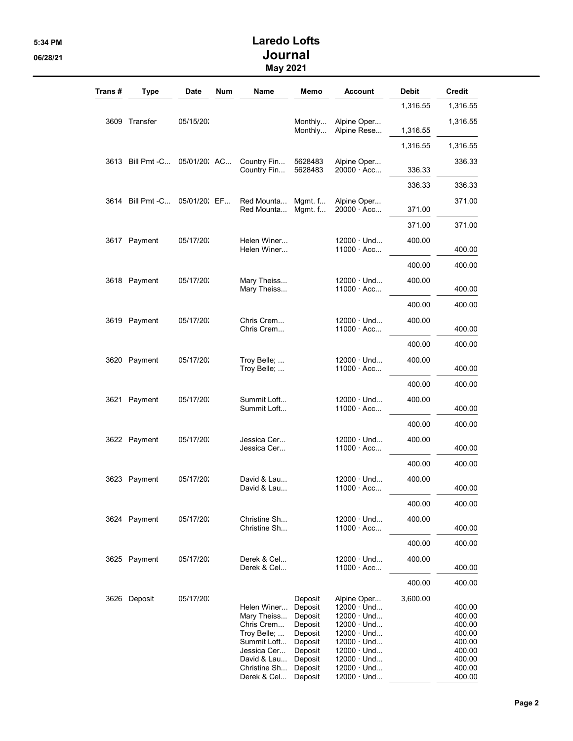# Laredo Lofts
## Journal
### May 2021

| Trans # | Type | Date | Num | Name | Memo | Account | Debit | Credit |
|---|---|---|---|---|---|---|---|---|
| | | | | | | | 1,316.55 | 1,316.55 |
| 3609 | Transfer | 05/15/20: | | | Monthly... | Alpine Oper... | | 1,316.55 |
| | | | | | Monthly... | Alpine Rese... | 1,316.55 | |
| | | | | | | | 1,316.55 | 1,316.55 |
| 3613 | Bill Pmt -C... | 05/01/20: | AC... | Country Fin... | 5628483 | Alpine Oper... | | 336.33 |
| | | | | Country Fin... | 5628483 | 20000 · Acc... | 336.33 | |
| | | | | | | | 336.33 | 336.33 |
| 3614 | Bill Pmt -C... | 05/01/20: | EF... | Red Mounta... | Mgmt. f... | Alpine Oper... | | 371.00 |
| | | | | Red Mounta... | Mgmt. f... | 20000 · Acc... | 371.00 | |
| | | | | | | | 371.00 | 371.00 |
| 3617 | Payment | 05/17/20: | | Helen Winer... | | 12000 · Und... | 400.00 | |
| | | | | Helen Winer... | | 11000 · Acc... | | 400.00 |
| | | | | | | | 400.00 | 400.00 |
| 3618 | Payment | 05/17/20: | | Mary Theiss... | | 12000 · Und... | 400.00 | |
| | | | | Mary Theiss... | | 11000 · Acc... | | 400.00 |
| | | | | | | | 400.00 | 400.00 |
| 3619 | Payment | 05/17/20: | | Chris Crem... | | 12000 · Und... | 400.00 | |
| | | | | Chris Crem... | | 11000 · Acc... | | 400.00 |
| | | | | | | | 400.00 | 400.00 |
| 3620 | Payment | 05/17/20: | | Troy Belle; ... | | 12000 · Und... | 400.00 | |
| | | | | Troy Belle; ... | | 11000 · Acc... | | 400.00 |
| | | | | | | | 400.00 | 400.00 |
| 3621 | Payment | 05/17/20: | | Summit Loft... | | 12000 · Und... | 400.00 | |
| | | | | Summit Loft... | | 11000 · Acc... | | 400.00 |
| | | | | | | | 400.00 | 400.00 |
| 3622 | Payment | 05/17/20: | | Jessica Cer... | | 12000 · Und... | 400.00 | |
| | | | | Jessica Cer... | | 11000 · Acc... | | 400.00 |
| | | | | | | | 400.00 | 400.00 |
| 3623 | Payment | 05/17/20: | | David & Lau... | | 12000 · Und... | 400.00 | |
| | | | | David & Lau... | | 11000 · Acc... | | 400.00 |
| | | | | | | | 400.00 | 400.00 |
| 3624 | Payment | 05/17/20: | | Christine Sh... | | 12000 · Und... | 400.00 | |
| | | | | Christine Sh... | | 11000 · Acc... | | 400.00 |
| | | | | | | | 400.00 | 400.00 |
| 3625 | Payment | 05/17/20: | | Derek & Cel... | | 12000 · Und... | 400.00 | |
| | | | | Derek & Cel... | | 11000 · Acc... | | 400.00 |
| | | | | | | | 400.00 | 400.00 |
| 3626 | Deposit | 05/17/20: | | | Deposit | Alpine Oper... | 3,600.00 | |
| | | | | Helen Winer... | Deposit | 12000 · Und... | | 400.00 |
| | | | | Mary Theiss... | Deposit | 12000 · Und... | | 400.00 |
| | | | | Chris Crem... | Deposit | 12000 · Und... | | 400.00 |
| | | | | Troy Belle; ... | Deposit | 12000 · Und... | | 400.00 |
| | | | | Summit Loft... | Deposit | 12000 · Und... | | 400.00 |
| | | | | Jessica Cer... | Deposit | 12000 · Und... | | 400.00 |
| | | | | David & Lau... | Deposit | 12000 · Und... | | 400.00 |
| | | | | Christine Sh... | Deposit | 12000 · Und... | | 400.00 |
| | | | | Derek & Cel... | Deposit | 12000 · Und... | | 400.00 |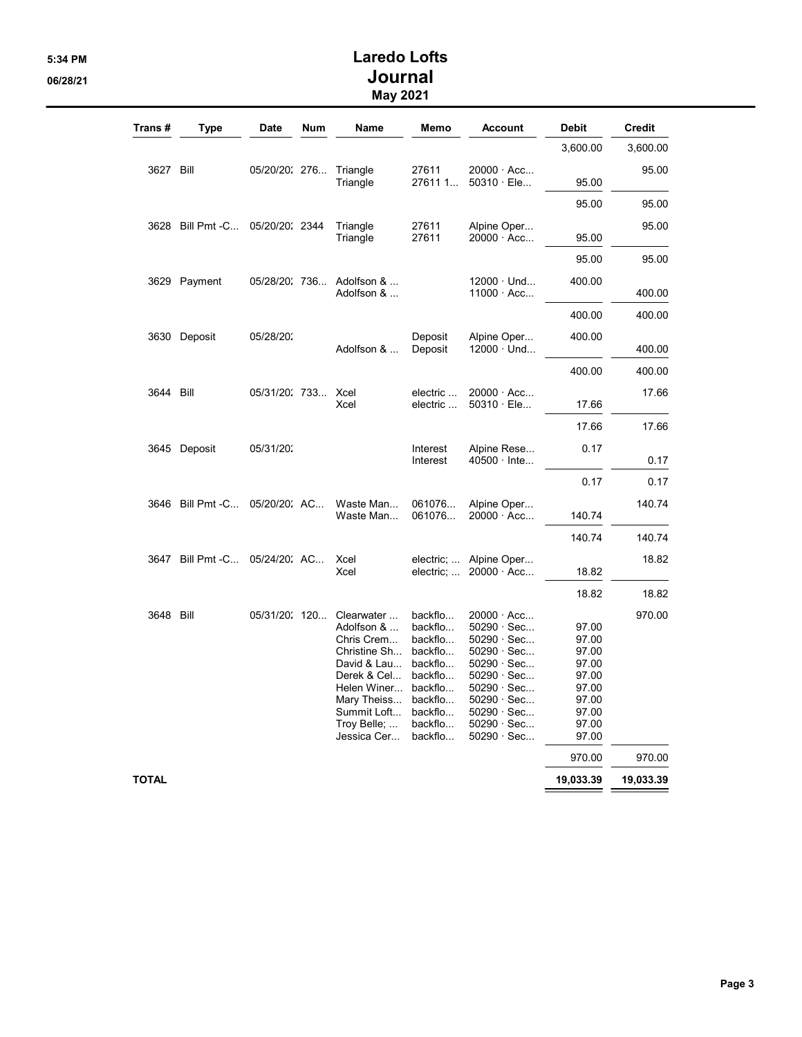# Laredo Lofts

## Journal

### May 2021

| Trans # | Type | Date | Num | Name | Memo | Account | Debit | Credit |
|---|---|---|---|---|---|---|---|---|
| | | | | | | | 3,600.00 | 3,600.00 |
| 3627 | Bill | 05/20/20: | 276... | Triangle | 27611 | 20000 · Acc... | | 95.00 |
| | | | | Triangle | 27611 1... | 50310 · Ele... | 95.00 | |
| | | | | | | | 95.00 | 95.00 |
| 3628 | Bill Pmt -C... | 05/20/20: | 2344 | Triangle | 27611 | Alpine Oper... | | 95.00 |
| | | | | Triangle | 27611 | 20000 · Acc... | 95.00 | |
| | | | | | | | 95.00 | 95.00 |
| 3629 | Payment | 05/28/20: | 736... | Adolfson & ... | | 12000 · Und... | 400.00 | |
| | | | | Adolfson & ... | | 11000 · Acc... | | 400.00 |
| | | | | | | | 400.00 | 400.00 |
| 3630 | Deposit | 05/28/20: | | | Deposit | Alpine Oper... | 400.00 | |
| | | | | Adolfson & ... | Deposit | 12000 · Und... | | 400.00 |
| | | | | | | | 400.00 | 400.00 |
| 3644 | Bill | 05/31/20: | 733... | Xcel | electric ... | 20000 · Acc... | | 17.66 |
| | | | | Xcel | electric ... | 50310 · Ele... | 17.66 | |
| | | | | | | | 17.66 | 17.66 |
| 3645 | Deposit | 05/31/20: | | | Interest | Alpine Rese... | 0.17 | |
| | | | | | Interest | 40500 · Inte... | | 0.17 |
| | | | | | | | 0.17 | 0.17 |
| 3646 | Bill Pmt -C... | 05/20/20: | AC... | Waste Man... | 061076... | Alpine Oper... | | 140.74 |
| | | | | Waste Man... | 061076... | 20000 · Acc... | 140.74 | |
| | | | | | | | 140.74 | 140.74 |
| 3647 | Bill Pmt -C... | 05/24/20: | AC... | Xcel | electric; ... | Alpine Oper... | | 18.82 |
| | | | | Xcel | electric; ... | 20000 · Acc... | 18.82 | |
| | | | | | | | 18.82 | 18.82 |
| 3648 | Bill | 05/31/20: | 120... | Clearwater ... | backflo... | 20000 · Acc... | | 970.00 |
| | | | | Adolfson & ... | backflo... | 50290 · Sec... | 97.00 | |
| | | | | Chris Crem... | backflo... | 50290 · Sec... | 97.00 | |
| | | | | Christine Sh... | backflo... | 50290 · Sec... | 97.00 | |
| | | | | David & Lau... | backflo... | 50290 · Sec... | 97.00 | |
| | | | | Derek & Cel... | backflo... | 50290 · Sec... | 97.00 | |
| | | | | Helen Winer... | backflo... | 50290 · Sec... | 97.00 | |
| | | | | Mary Theiss... | backflo... | 50290 · Sec... | 97.00 | |
| | | | | Summit Loft... | backflo... | 50290 · Sec... | 97.00 | |
| | | | | Troy Belle; ... | backflo... | 50290 · Sec... | 97.00 | |
| | | | | Jessica Cer... | backflo... | 50290 · Sec... | 97.00 | |
| | | | | | | | 970.00 | 970.00 |
| **TOTAL** | | | | | | | **19,033.39** | **19,033.39** |